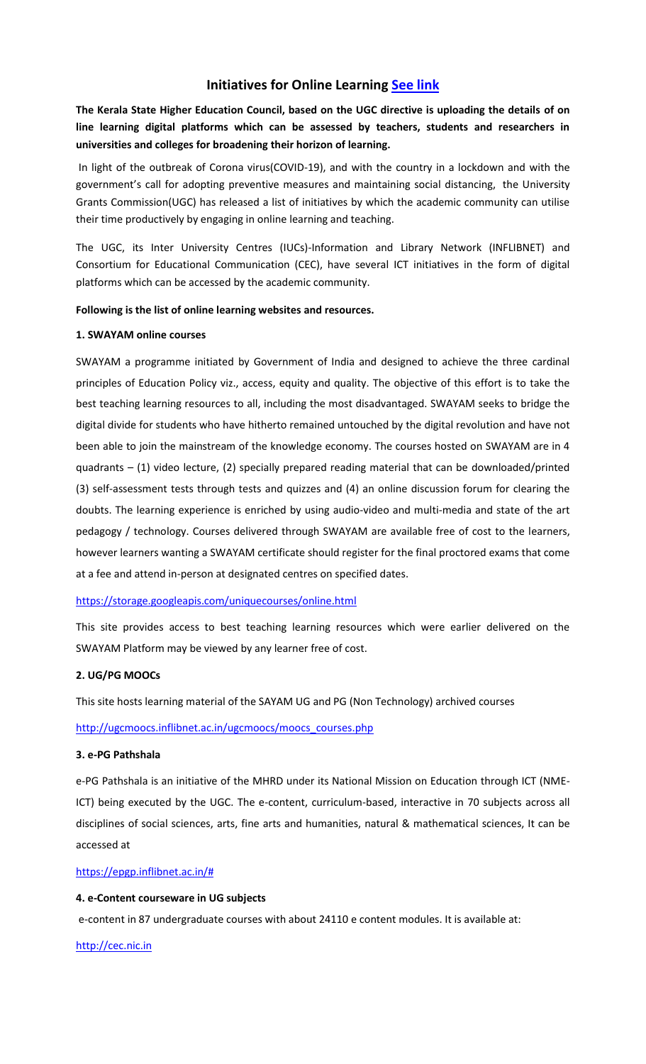# Initiatives for Online Learning [See link]

**The Kerala State Higher Education Council, based on the UGC directive is uploading the details of on line learning digital platforms which can be assessed by teachers, students and researchers in universities and colleges for broadening their horizon of learning.**

In light of the outbreak of Corona virus(COVID-19), and with the country in a lockdown and with the government's call for adopting preventive measures and maintaining social distancing, the University Grants Commission(UGC) has released a list of initiatives by which the academic community can utilise their time productively by engaging in online learning and teaching.

The UGC, its Inter University Centres (IUCs)-Information and Library Network (INFLIBNET) and Consortium for Educational Communication (CEC), have several ICT initiatives in the form of digital platforms which can be accessed by the academic community.

**Following is the list of online learning websites and resources.**

**1. SWAYAM online courses**

SWAYAM a programme initiated by Government of India and designed to achieve the three cardinal principles of Education Policy viz., access, equity and quality. The objective of this effort is to take the best teaching learning resources to all, including the most disadvantaged. SWAYAM seeks to bridge the digital divide for students who have hitherto remained untouched by the digital revolution and have not been able to join the mainstream of the knowledge economy. The courses hosted on SWAYAM are in 4 quadrants – (1) video lecture, (2) specially prepared reading material that can be downloaded/printed (3) self-assessment tests through tests and quizzes and (4) an online discussion forum for clearing the doubts. The learning experience is enriched by using audio-video and multi-media and state of the art pedagogy / technology. Courses delivered through SWAYAM are available free of cost to the learners, however learners wanting a SWAYAM certificate should register for the final proctored exams that come at a fee and attend in-person at designated centres on specified dates.

https://storage.googleapis.com/uniquecourses/online.html

This site provides access to best teaching learning resources which were earlier delivered on the SWAYAM Platform may be viewed by any learner free of cost.

**2. UG/PG MOOCs**

This site hosts learning material of the SAYAM UG and PG (Non Technology) archived courses

http://ugcmoocs.inflibnet.ac.in/ugcmoocs/moocs_courses.php

**3. e-PG Pathshala**

e-PG Pathshala is an initiative of the MHRD under its National Mission on Education through ICT (NME-ICT) being executed by the UGC. The e-content, curriculum-based, interactive in 70 subjects across all disciplines of social sciences, arts, fine arts and humanities, natural & mathematical sciences, It can be accessed at

https://epgp.inflibnet.ac.in/#

**4. e-Content courseware in UG subjects**

e-content in 87 undergraduate courses with about 24110 e content modules. It is available at:

http://cec.nic.in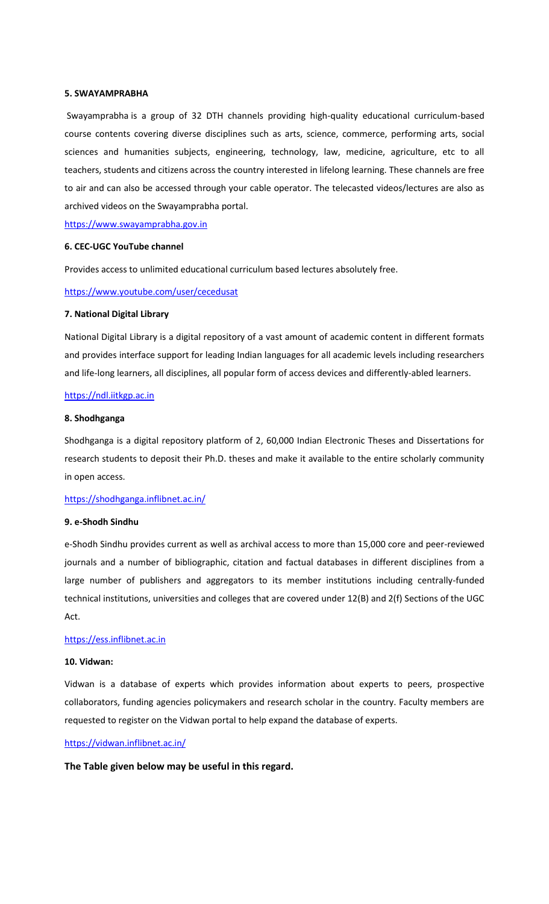**5. SWAYAMPRABHA**

Swayamprabha is a group of 32 DTH channels providing high-quality educational curriculum-based course contents covering diverse disciplines such as arts, science, commerce, performing arts, social sciences and humanities subjects, engineering, technology, law, medicine, agriculture, etc to all teachers, students and citizens across the country interested in lifelong learning. These channels are free to air and can also be accessed through your cable operator. The telecasted videos/lectures are also as archived videos on the Swayamprabha portal.

https://www.swayamprabha.gov.in

**6. CEC-UGC YouTube channel**

Provides access to unlimited educational curriculum based lectures absolutely free.

https://www.youtube.com/user/cecedusat

**7. National Digital Library**

National Digital Library is a digital repository of a vast amount of academic content in different formats and provides interface support for leading Indian languages for all academic levels including researchers and life-long learners, all disciplines, all popular form of access devices and differently-abled learners.

https://ndl.iitkgp.ac.in

**8. Shodhganga**

Shodhganga is a digital repository platform of 2, 60,000 Indian Electronic Theses and Dissertations for research students to deposit their Ph.D. theses and make it available to the entire scholarly community in open access.

https://shodhganga.inflibnet.ac.in/

**9. e-Shodh Sindhu**

e-Shodh Sindhu provides current as well as archival access to more than 15,000 core and peer-reviewed journals and a number of bibliographic, citation and factual databases in different disciplines from a large number of publishers and aggregators to its member institutions including centrally-funded technical institutions, universities and colleges that are covered under 12(B) and 2(f) Sections of the UGC Act.

https://ess.inflibnet.ac.in

**10. Vidwan:**

Vidwan is a database of experts which provides information about experts to peers, prospective collaborators, funding agencies policymakers and research scholar in the country. Faculty members are requested to register on the Vidwan portal to help expand the database of experts.

https://vidwan.inflibnet.ac.in/

**The Table given below may be useful in this regard.**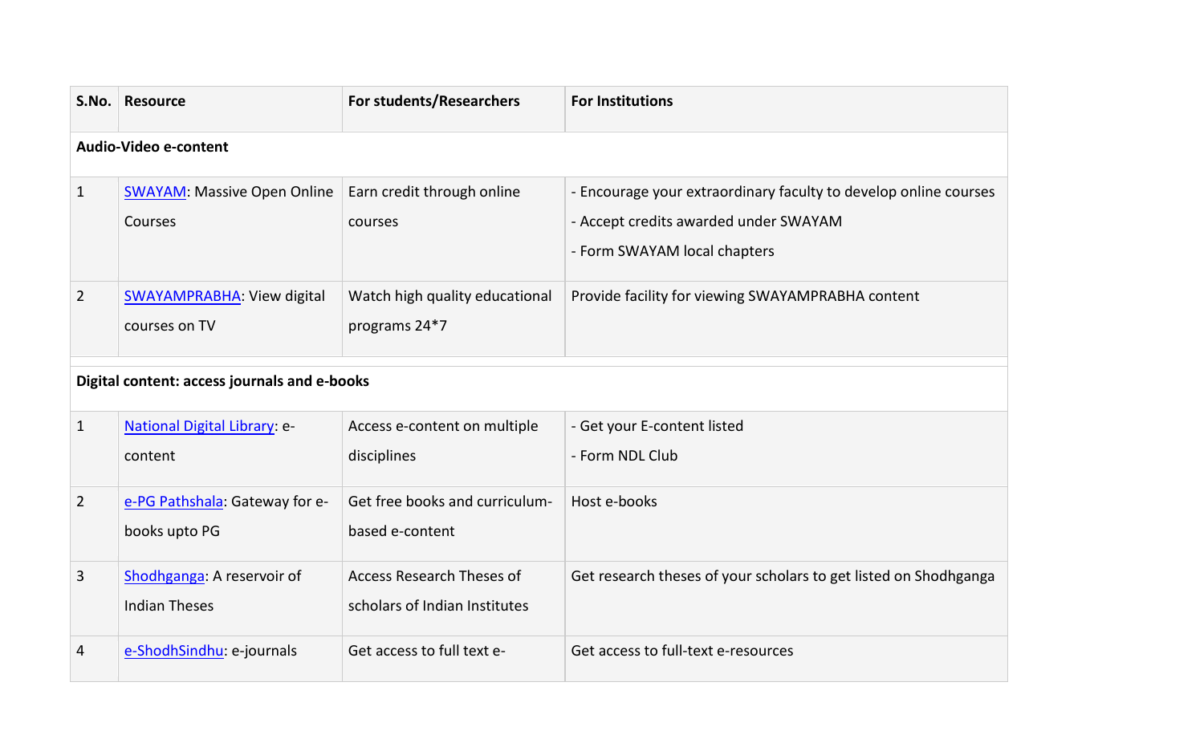| S.No. | Resource | For students/Researchers | For Institutions |
|---|---|---|---|
| **Audio-Video e-content** | | | |
| 1 | SWAYAM: Massive Open Online Courses | Earn credit through online courses | - Encourage your extraordinary faculty to develop online courses<br>- Accept credits awarded under SWAYAM<br>- Form SWAYAM local chapters |
| 2 | SWAYAMPRABHA: View digital courses on TV | Watch high quality educational programs 24*7 | Provide facility for viewing SWAYAMPRABHA content |
| **Digital content: access journals and e-books** | | | |
| 1 | National Digital Library: e-content | Access e-content on multiple disciplines | - Get your E-content listed<br>- Form NDL Club |
| 2 | e-PG Pathshala: Gateway for e-books upto PG | Get free books and curriculum-based e-content | Host e-books |
| 3 | Shodhganga: A reservoir of Indian Theses | Access Research Theses of scholars of Indian Institutes | Get research theses of your scholars to get listed on Shodhganga |
| 4 | e-ShodhSindhu: e-journals | Get access to full text e- | Get access to full-text e-resources |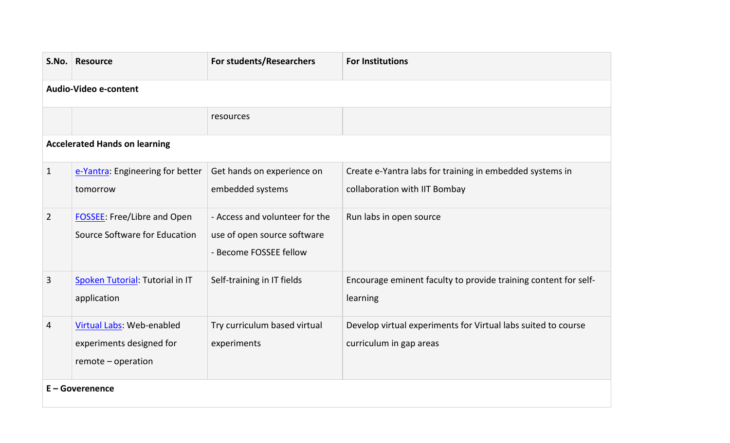| S.No. | Resource | For students/Researchers | For Institutions |
|---|---|---|---|
| **Audio-Video e-content** | | | |
| | | resources | |
| **Accelerated Hands on learning** | | | |
| 1 | e-Yantra: Engineering for better tomorrow | Get hands on experience on embedded systems | Create e-Yantra labs for training in embedded systems in collaboration with IIT Bombay |
| 2 | FOSSEE: Free/Libre and Open Source Software for Education | - Access and volunteer for the use of open source software<br>- Become FOSSEE fellow | Run labs in open source |
| 3 | Spoken Tutorial: Tutorial in IT application | Self-training in IT fields | Encourage eminent faculty to provide training content for self-learning |
| 4 | Virtual Labs: Web-enabled experiments designed for remote – operation | Try curriculum based virtual experiments | Develop virtual experiments for Virtual labs suited to course curriculum in gap areas |
| **E – Goverenence** | | | |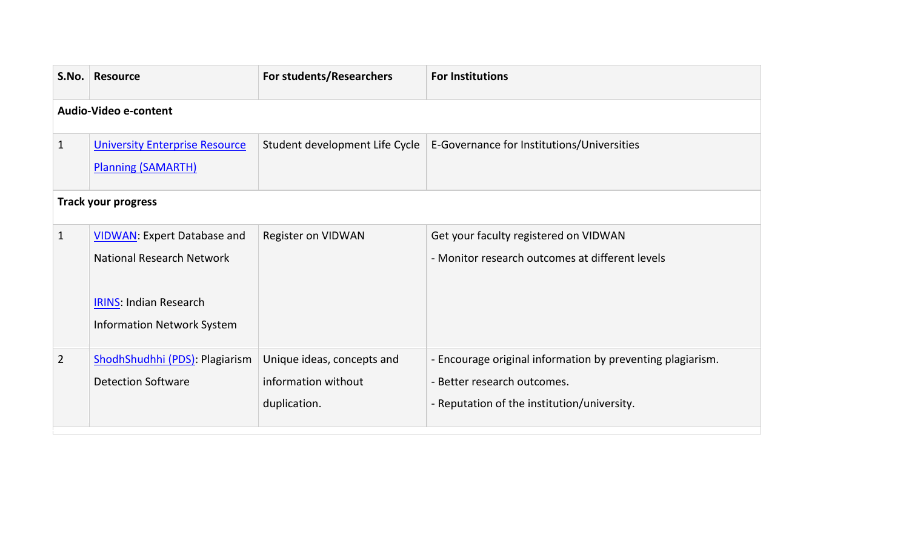| S.No. | Resource | For students/Researchers | For Institutions |
| --- | --- | --- | --- |
| **Audio-Video e-content** | | | |
| 1 | University Enterprise Resource Planning (SAMARTH) | Student development Life Cycle | E-Governance for Institutions/Universities |
| **Track your progress** | | | |
| 1 | VIDWAN: Expert Database and National Research Network<br><br>IRINS: Indian Research Information Network System | Register on VIDWAN | Get your faculty registered on VIDWAN<br>- Monitor research outcomes at different levels |
| 2 | ShodhShudhhi (PDS): Plagiarism Detection Software | Unique ideas, concepts and information without duplication. | - Encourage original information by preventing plagiarism.<br>- Better research outcomes.<br>- Reputation of the institution/university. |